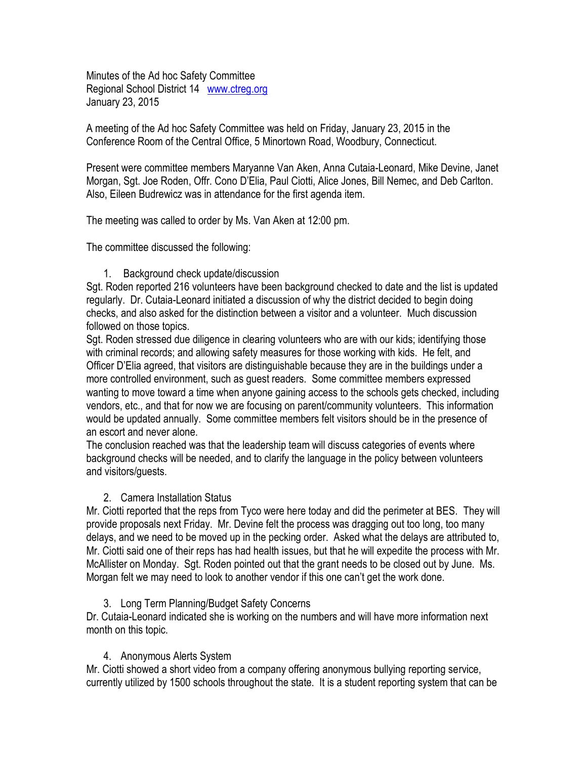Minutes of the Ad hoc Safety Committee
Regional School District 14 www.ctreg.org
January 23, 2015

A meeting of the Ad hoc Safety Committee was held on Friday, January 23, 2015 in the Conference Room of the Central Office, 5 Minortown Road, Woodbury, Connecticut.

Present were committee members Maryanne Van Aken, Anna Cutaia-Leonard, Mike Devine, Janet Morgan, Sgt. Joe Roden, Offr. Cono D'Elia, Paul Ciotti, Alice Jones, Bill Nemec, and Deb Carlton. Also, Eileen Budrewicz was in attendance for the first agenda item.

The meeting was called to order by Ms. Van Aken at 12:00 pm.

The committee discussed the following:

1. Background check update/discussion

Sgt. Roden reported 216 volunteers have been background checked to date and the list is updated regularly. Dr. Cutaia-Leonard initiated a discussion of why the district decided to begin doing checks, and also asked for the distinction between a visitor and a volunteer. Much discussion followed on those topics.

Sgt. Roden stressed due diligence in clearing volunteers who are with our kids; identifying those with criminal records; and allowing safety measures for those working with kids. He felt, and Officer D'Elia agreed, that visitors are distinguishable because they are in the buildings under a more controlled environment, such as guest readers. Some committee members expressed wanting to move toward a time when anyone gaining access to the schools gets checked, including vendors, etc., and that for now we are focusing on parent/community volunteers. This information would be updated annually. Some committee members felt visitors should be in the presence of an escort and never alone.

The conclusion reached was that the leadership team will discuss categories of events where background checks will be needed, and to clarify the language in the policy between volunteers and visitors/guests.

2. Camera Installation Status

Mr. Ciotti reported that the reps from Tyco were here today and did the perimeter at BES. They will provide proposals next Friday. Mr. Devine felt the process was dragging out too long, too many delays, and we need to be moved up in the pecking order. Asked what the delays are attributed to, Mr. Ciotti said one of their reps has had health issues, but that he will expedite the process with Mr. McAllister on Monday. Sgt. Roden pointed out that the grant needs to be closed out by June. Ms. Morgan felt we may need to look to another vendor if this one can't get the work done.

3. Long Term Planning/Budget Safety Concerns

Dr. Cutaia-Leonard indicated she is working on the numbers and will have more information next month on this topic.

4. Anonymous Alerts System

Mr. Ciotti showed a short video from a company offering anonymous bullying reporting service, currently utilized by 1500 schools throughout the state. It is a student reporting system that can be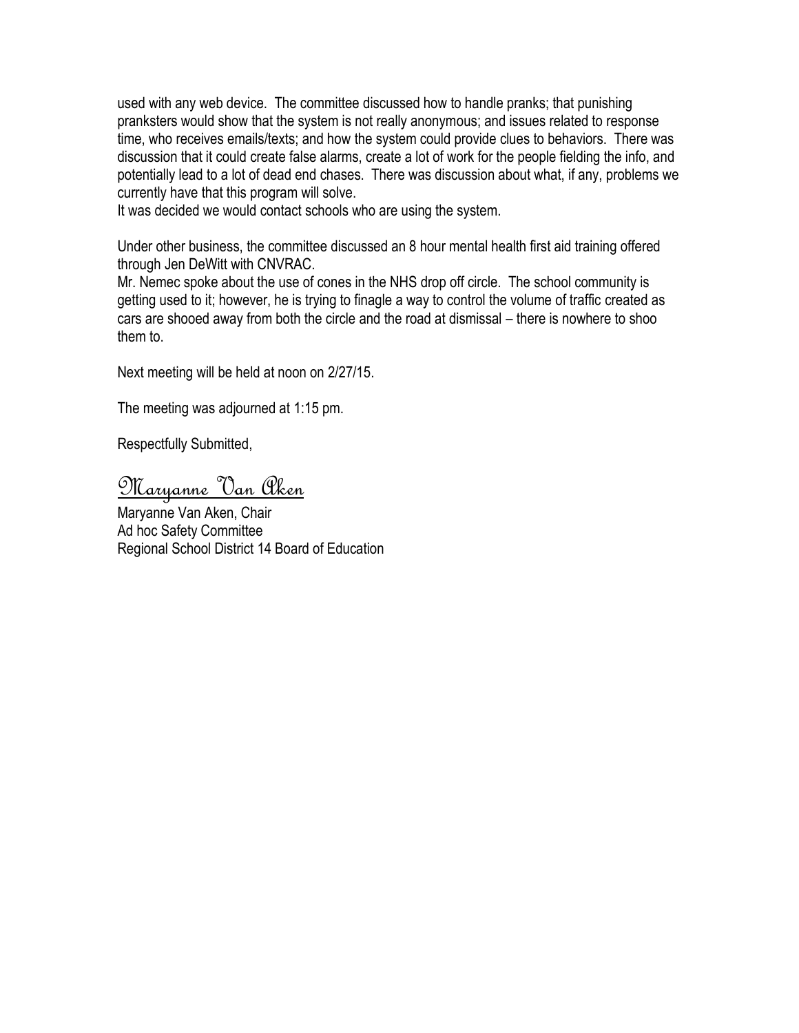used with any web device. The committee discussed how to handle pranks; that punishing pranksters would show that the system is not really anonymous; and issues related to response time, who receives emails/texts; and how the system could provide clues to behaviors. There was discussion that it could create false alarms, create a lot of work for the people fielding the info, and potentially lead to a lot of dead end chases. There was discussion about what, if any, problems we currently have that this program will solve.
It was decided we would contact schools who are using the system.

Under other business, the committee discussed an 8 hour mental health first aid training offered through Jen DeWitt with CNVRAC.
Mr. Nemec spoke about the use of cones in the NHS drop off circle. The school community is getting used to it; however, he is trying to finagle a way to control the volume of traffic created as cars are shooed away from both the circle and the road at dismissal – there is nowhere to shoo them to.

Next meeting will be held at noon on 2/27/15.

The meeting was adjourned at 1:15 pm.

Respectfully Submitted,

Maryanne Van Aken

Maryanne Van Aken, Chair
Ad hoc Safety Committee
Regional School District 14 Board of Education